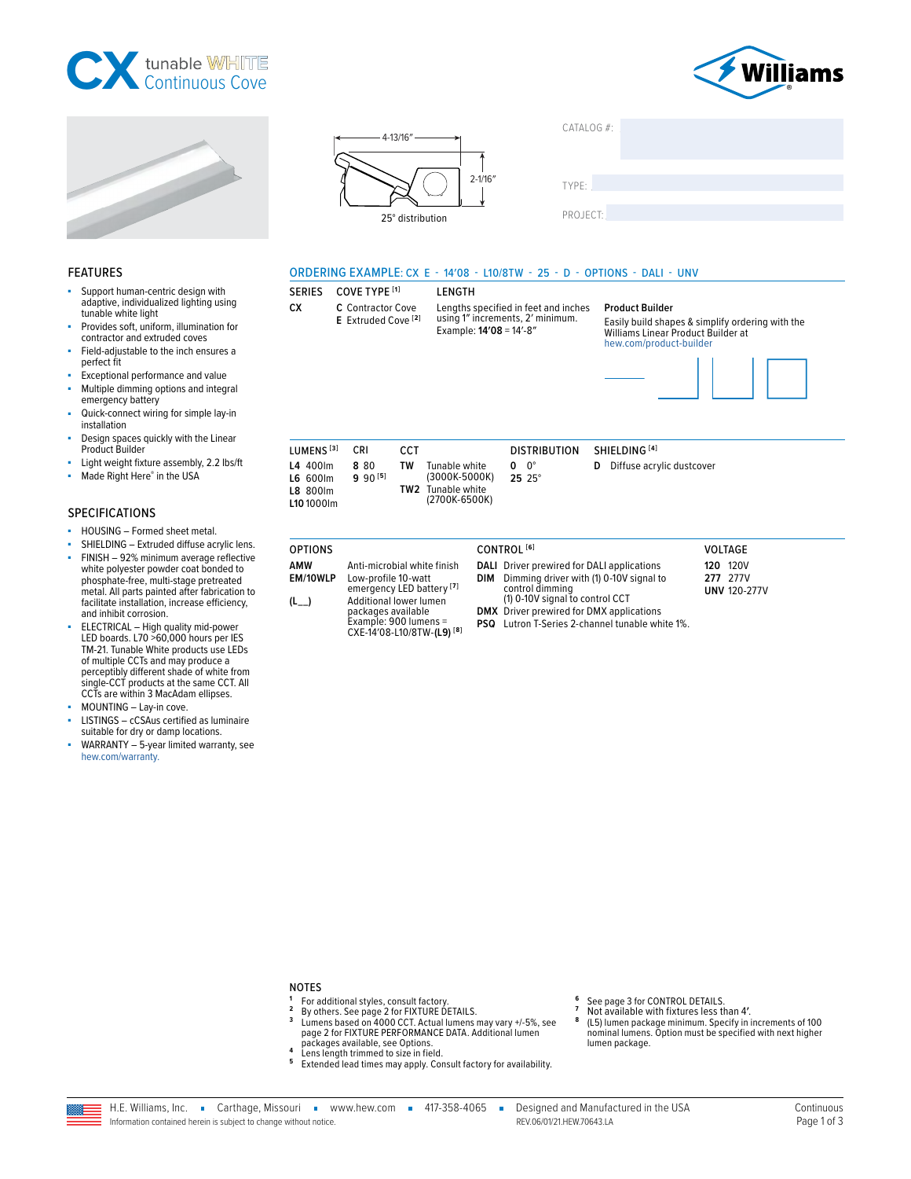# CX tunable WHITE Continuous Cove

Williams

4-13/16″

2-1/16″

25° distribution

CATALOG #:

TYPE:

PROJECT:

## FEATURES

- Support human-centric design with adaptive, individualized lighting using tunable white light
- Provides soft, uniform, illumination for contractor and extruded coves
- Field-adjustable to the inch ensures a perfect fit
- Exceptional performance and value
- Multiple dimming options and integral emergency battery
- Quick-connect wiring for simple lay-in installation
- Design spaces quickly with the Linear Product Builder
- Light weight fixture assembly, 2.2 lbs/ft
- Made Right Here® in the USA

## SPECIFICATIONS

- HOUSING – Formed sheet metal.
- SHIELDING – Extruded diffuse acrylic lens.
- FINISH – 92% minimum average reflective white polyester powder coat bonded to phosphate-free, multi-stage pretreated metal. All parts painted after fabrication to facilitate installation, increase efficiency, and inhibit corrosion.
- ELECTRICAL – High quality mid-power LED boards. L70 >60,000 hours per IES TM-21. Tunable White products use LEDs of multiple CCTs and may produce a perceptibly different shade of white from single-CCT products at the same CCT. All CCTs are within 3 MacAdam ellipses.
- MOUNTING – Lay-in cove.
- LISTINGS – cCSAus certified as luminaire suitable for dry or damp locations.
- WARRANTY – 5-year limited warranty, see hew.com/warranty.

## ORDERING EXAMPLE: CX E - 14'08 - L10/8TW - 25 - D - OPTIONS - DALI - UNV

| SERIES | COVE TYPE [1] | LENGTH |
|---|---|---|
| **CX** | **C** Contractor Cove<br>**E** Extruded Cove [2] | Lengths specified in feet and inches using 1″ increments, 2′ minimum. Example: **14'08** = 14′-8″ |

**Product Builder**

Easily build shapes & simplify ordering with the Williams Linear Product Builder at hew.com/product-builder

| LUMENS [3] | CRI | CCT | DISTRIBUTION | SHIELDING [4] |
|---|---|---|---|---|
| **L4** 400lm<br>**L6** 600lm<br>**L8** 800lm<br>**L10** 1000lm | **8** 80<br>**9** 90 [5] | **TW** Tunable white (3000K-5000K)<br>**TW2** Tunable white (2700K-6500K) | **0** 0°<br>**25** 25° | **D** Diffuse acrylic dustcover |

| OPTIONS | CONTROL [6] | VOLTAGE |
|---|---|---|
| **AMW** Anti-microbial white finish<br>**EM/10WLP** Low-profile 10-watt emergency LED battery [7]<br>**(L__)** Additional lower lumen packages available Example: 900 lumens = CXE-14'08-L10/8TW-**(L9)** [8] | **DALI** Driver prewired for DALI applications<br>**DIM** Dimming driver with (1) 0-10V signal to control dimming (1) 0-10V signal to control CCT<br>**DMX** Driver prewired for DMX applications<br>**PSQ** Lutron T-Series 2-channel tunable white 1%. | **120** 120V<br>**277** 277V<br>**UNV** 120-277V |

## NOTES

1. For additional styles, consult factory.
2. By others. See page 2 for FIXTURE DETAILS.
3. Lumens based on 4000 CCT. Actual lumens may vary +/-5%, see page 2 for FIXTURE PERFORMANCE DATA. Additional lumen packages available, see Options.
4. Lens length trimmed to size in field.
5. Extended lead times may apply. Consult factory for availability.
6. See page 3 for CONTROL DETAILS.
7. Not available with fixtures less than 4′.
8. (L5) lumen package minimum. Specify in increments of 100 nominal lumens. Option must be specified with next higher lumen package.

H.E. Williams, Inc. ▪ Carthage, Missouri ▪ www.hew.com ▪ 417-358-4065 ▪ Designed and Manufactured in the USA

Information contained herein is subject to change without notice. REV.06/01/21.HEW.70643.LA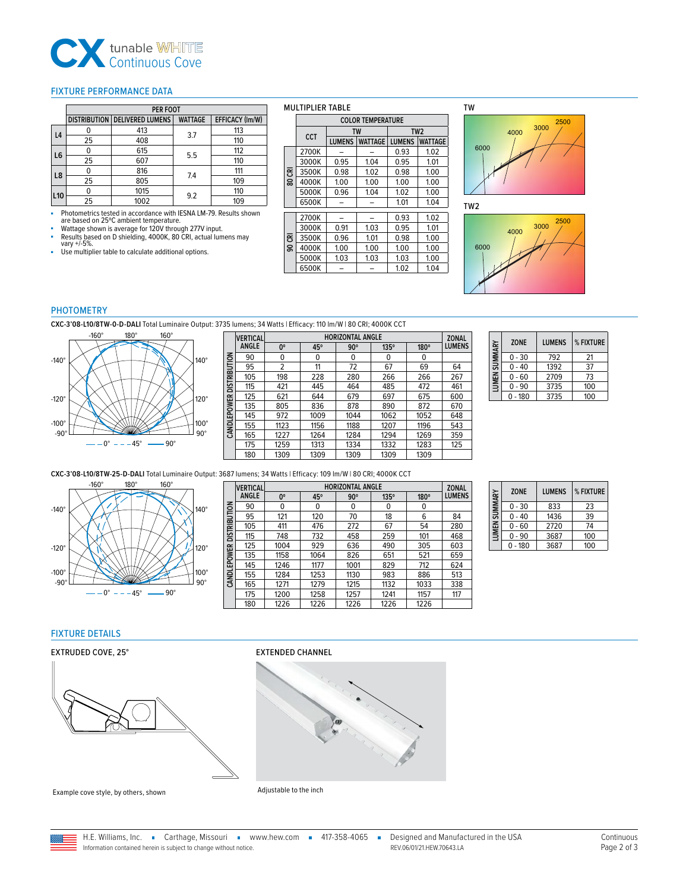# CX tunable WHITE Continuous Cove

## FIXTURE PERFORMANCE DATA

| | PER FOOT | | | |
|---|---|---|---|---|
| | DISTRIBUTION | DELIVERED LUMENS | WATTAGE | EFFICACY (lm/W) |
| L4 | 0 | 413 | 3.7 | 113 |
| | 25 | 408 | | 110 |
| L6 | 0 | 615 | 5.5 | 112 |
| | 25 | 607 | | 110 |
| L8 | 0 | 816 | 7.4 | 111 |
| | 25 | 805 | | 109 |
| L10 | 0 | 1015 | 9.2 | 110 |
| | 25 | 1002 | | 109 |

- Photometrics tested in accordance with IESNA LM-79. Results shown are based on 25ºC ambient temperature.
- Wattage shown is average for 120V through 277V input.
- Results based on D shielding, 4000K, 80 CRI, actual lumens may vary +/-5%.
- Use multiplier table to calculate additional options.

### MULTIPLIER TABLE

| | CCT | COLOR TEMPERATURE | | | |
|---|---|---|---|---|---|
| | | TW | | TW2 | |
| | | LUMENS | WATTAGE | LUMENS | WATTAGE |
| 80 CRI | 2700K | – | – | 0.93 | 1.02 |
| | 3000K | 0.95 | 1.04 | 0.95 | 1.01 |
| | 3500K | 0.98 | 1.02 | 0.98 | 1.00 |
| | 4000K | 1.00 | 1.00 | 1.00 | 1.00 |
| | 5000K | 0.96 | 1.04 | 1.02 | 1.00 |
| | 6500K | – | – | 1.01 | 1.04 |
| 90 CRI | 2700K | – | – | 0.93 | 1.02 |
| | 3000K | 0.91 | 1.03 | 0.95 | 1.01 |
| | 3500K | 0.96 | 1.01 | 0.98 | 1.00 |
| | 4000K | 1.00 | 1.00 | 1.00 | 1.00 |
| | 5000K | 1.03 | 1.03 | 1.03 | 1.00 |
| | 6500K | – | – | 1.02 | 1.04 |

TW

TW2

## PHOTOMETRY

**CXC-3'08-L10/8TW-0-D-DALI** Total Luminaire Output: 3735 lumens; 34 Watts | Efficacy: 110 lm/W | 80 CRI; 4000K CCT

| VERTICAL ANGLE | HORIZONTAL ANGLE 0° | 45° | 90° | 135° | 180° | ZONAL LUMENS |
|---|---|---|---|---|---|---|
| 90 | 0 | 0 | 0 | 0 | 0 | |
| 95 | 2 | 11 | 72 | 67 | 69 | 64 |
| 105 | 198 | 228 | 280 | 266 | 266 | 267 |
| 115 | 421 | 445 | 464 | 485 | 472 | 461 |
| 125 | 621 | 644 | 679 | 697 | 675 | 600 |
| 135 | 805 | 836 | 878 | 890 | 872 | 670 |
| 145 | 972 | 1009 | 1044 | 1062 | 1052 | 648 |
| 155 | 1123 | 1156 | 1188 | 1207 | 1196 | 543 |
| 165 | 1227 | 1264 | 1284 | 1294 | 1269 | 359 |
| 175 | 1259 | 1313 | 1334 | 1332 | 1283 | 125 |
| 180 | 1309 | 1309 | 1309 | 1309 | 1309 | |

LUMEN SUMMARY

| ZONE | LUMENS | % FIXTURE |
|---|---|---|
| 0 - 30 | 792 | 21 |
| 0 - 40 | 1392 | 37 |
| 0 - 60 | 2709 | 73 |
| 0 - 90 | 3735 | 100 |
| 0 - 180 | 3735 | 100 |

**CXC-3'08-L10/8TW-25-D-DALI** Total Luminaire Output: 3687 lumens; 34 Watts | Efficacy: 109 lm/W | 80 CRI; 4000K CCT

| VERTICAL ANGLE | HORIZONTAL ANGLE 0° | 45° | 90° | 135° | 180° | ZONAL LUMENS |
|---|---|---|---|---|---|---|
| 90 | 0 | 0 | 0 | 0 | 0 | |
| 95 | 121 | 120 | 70 | 18 | 6 | 84 |
| 105 | 411 | 476 | 272 | 67 | 54 | 280 |
| 115 | 748 | 732 | 458 | 259 | 101 | 468 |
| 125 | 1004 | 929 | 636 | 490 | 305 | 603 |
| 135 | 1158 | 1064 | 826 | 651 | 521 | 659 |
| 145 | 1246 | 1177 | 1001 | 829 | 712 | 624 |
| 155 | 1284 | 1253 | 1130 | 983 | 886 | 513 |
| 165 | 1271 | 1279 | 1215 | 1132 | 1033 | 338 |
| 175 | 1200 | 1258 | 1257 | 1241 | 1157 | 117 |
| 180 | 1226 | 1226 | 1226 | 1226 | 1226 | |

LUMEN SUMMARY

| ZONE | LUMENS | % FIXTURE |
|---|---|---|
| 0 - 30 | 833 | 23 |
| 0 - 40 | 1436 | 39 |
| 0 - 60 | 2720 | 74 |
| 0 - 90 | 3687 | 100 |
| 0 - 180 | 3687 | 100 |

## FIXTURE DETAILS

### EXTRUDED COVE, 25°

Example cove style, by others, shown

### EXTENDED CHANNEL

Adjustable to the inch

H.E. Williams, Inc. ▪ Carthage, Missouri ▪ www.hew.com ▪ 417-358-4065 ▪ Designed and Manufactured in the USA

Information contained herein is subject to change without notice. REV.06/01/21.HEW.70643.LA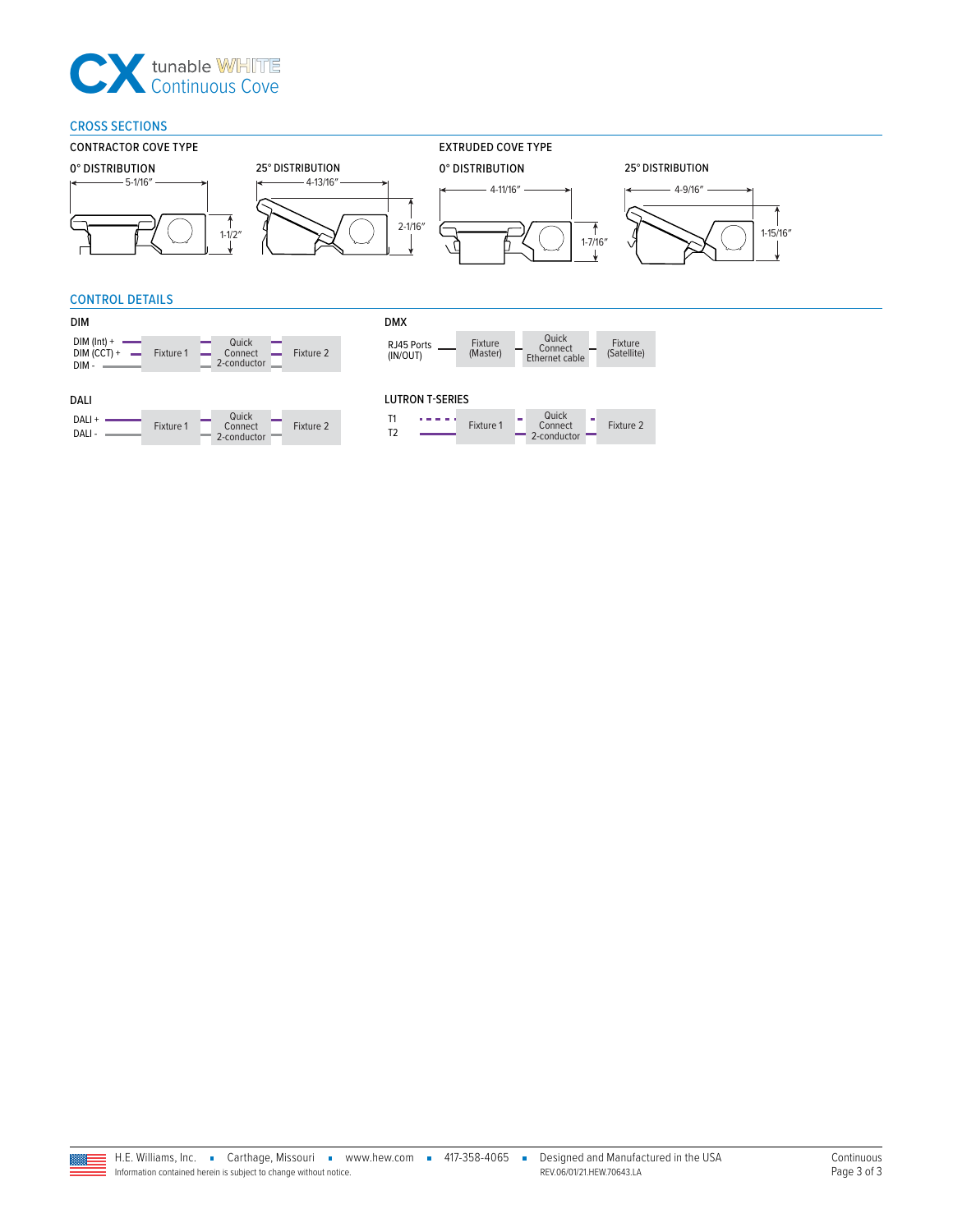# CX tunable WHITE Continuous Cove

## CROSS SECTIONS

### CONTRACTOR COVE TYPE

**0° DISTRIBUTION**

5-1/16″

1-1/2″

**25° DISTRIBUTION**

4-13/16″

2-1/16″

### EXTRUDED COVE TYPE

**0° DISTRIBUTION**

4-11/16″

1-7/16″

**25° DISTRIBUTION**

4-9/16″

1-15/16″

## CONTROL DETAILS

### DIM

DIM (Int) +
DIM (CCT) +
DIM -

Fixture 1 — Quick Connect 2-conductor — Fixture 2

### DMX

RJ45 Ports (IN/OUT)

Fixture (Master) — Quick Connect Ethernet cable — Fixture (Satellite)

### DALI

DALI +
DALI -

Fixture 1 — Quick Connect 2-conductor — Fixture 2

### LUTRON T-SERIES

T1
T2

Fixture 1 — Quick Connect 2-conductor — Fixture 2

H.E. Williams, Inc. ▪ Carthage, Missouri ▪ www.hew.com ▪ 417-358-4065 ▪ Designed and Manufactured in the USA

Information contained herein is subject to change without notice.

REV.06/01/21.HEW.70643.LA